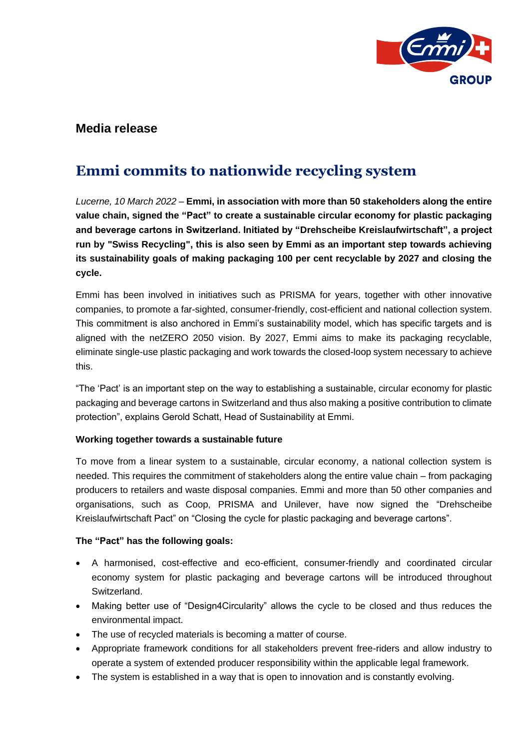## Media release

# Emmi commits to nationwide recycling system

*Lucerne, 10 March 2022* – **Emmi, in association with more than 50 stakeholders along the entire value chain, signed the "Pact" to create a sustainable circular economy for plastic packaging and beverage cartons in Switzerland. Initiated by "Drehscheibe Kreislaufwirtschaft", a project run by "Swiss Recycling", this is also seen by Emmi as an important step towards achieving its sustainability goals of making packaging 100 per cent recyclable by 2027 and closing the cycle.**

Emmi has been involved in initiatives such as PRISMA for years, together with other innovative companies, to promote a far-sighted, consumer-friendly, cost-efficient and national collection system. This commitment is also anchored in Emmi's sustainability model, which has specific targets and is aligned with the netZERO 2050 vision. By 2027, Emmi aims to make its packaging recyclable, eliminate single-use plastic packaging and work towards the closed-loop system necessary to achieve this.

"The 'Pact' is an important step on the way to establishing a sustainable, circular economy for plastic packaging and beverage cartons in Switzerland and thus also making a positive contribution to climate protection", explains Gerold Schatt, Head of Sustainability at Emmi.

**Working together towards a sustainable future**

To move from a linear system to a sustainable, circular economy, a national collection system is needed. This requires the commitment of stakeholders along the entire value chain – from packaging producers to retailers and waste disposal companies. Emmi and more than 50 other companies and organisations, such as Coop, PRISMA and Unilever, have now signed the "Drehscheibe Kreislaufwirtschaft Pact" on "Closing the cycle for plastic packaging and beverage cartons".

**The "Pact" has the following goals:**

- A harmonised, cost-effective and eco-efficient, consumer-friendly and coordinated circular economy system for plastic packaging and beverage cartons will be introduced throughout Switzerland.
- Making better use of "Design4Circularity" allows the cycle to be closed and thus reduces the environmental impact.
- The use of recycled materials is becoming a matter of course.
- Appropriate framework conditions for all stakeholders prevent free-riders and allow industry to operate a system of extended producer responsibility within the applicable legal framework.
- The system is established in a way that is open to innovation and is constantly evolving.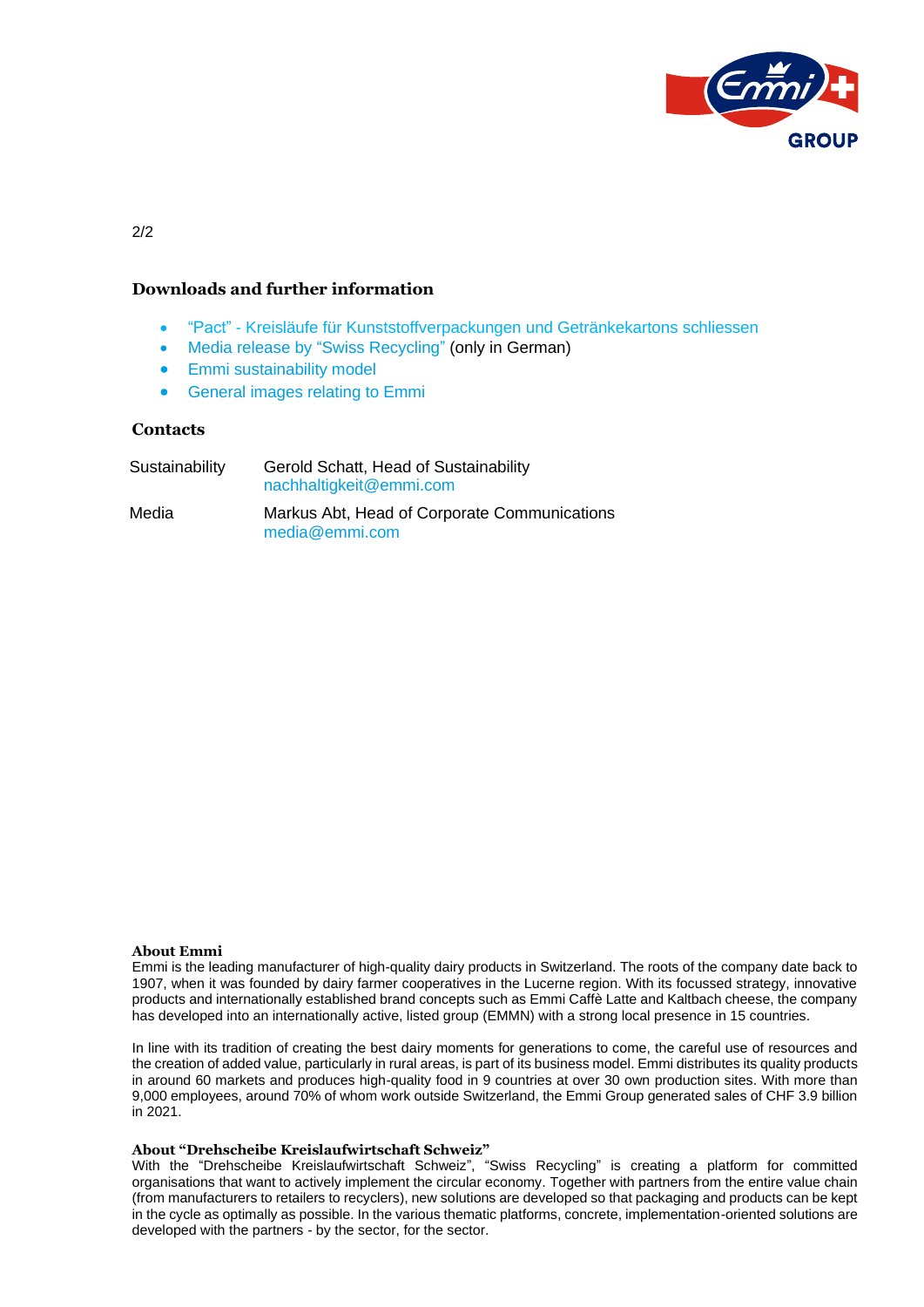## Downloads and further information

- "Pact" - Kreisläufe für Kunststoffverpackungen und Getränkekartons schliessen
- Media release by "Swiss Recycling" (only in German)
- Emmi sustainability model
- General images relating to Emmi

## Contacts

| | |
|---|---|
| Sustainability | Gerold Schatt, Head of Sustainability<br>nachhaltigkeit@emmi.com |
| Media | Markus Abt, Head of Corporate Communications<br>media@emmi.com |

**About Emmi**
Emmi is the leading manufacturer of high-quality dairy products in Switzerland. The roots of the company date back to 1907, when it was founded by dairy farmer cooperatives in the Lucerne region. With its focussed strategy, innovative products and internationally established brand concepts such as Emmi Caffè Latte and Kaltbach cheese, the company has developed into an internationally active, listed group (EMMN) with a strong local presence in 15 countries.

In line with its tradition of creating the best dairy moments for generations to come, the careful use of resources and the creation of added value, particularly in rural areas, is part of its business model. Emmi distributes its quality products in around 60 markets and produces high-quality food in 9 countries at over 30 own production sites. With more than 9,000 employees, around 70% of whom work outside Switzerland, the Emmi Group generated sales of CHF 3.9 billion in 2021.

**About "Drehscheibe Kreislaufwirtschaft Schweiz"**
With the "Drehscheibe Kreislaufwirtschaft Schweiz", "Swiss Recycling" is creating a platform for committed organisations that want to actively implement the circular economy. Together with partners from the entire value chain (from manufacturers to retailers to recyclers), new solutions are developed so that packaging and products can be kept in the cycle as optimally as possible. In the various thematic platforms, concrete, implementation-oriented solutions are developed with the partners - by the sector, for the sector.